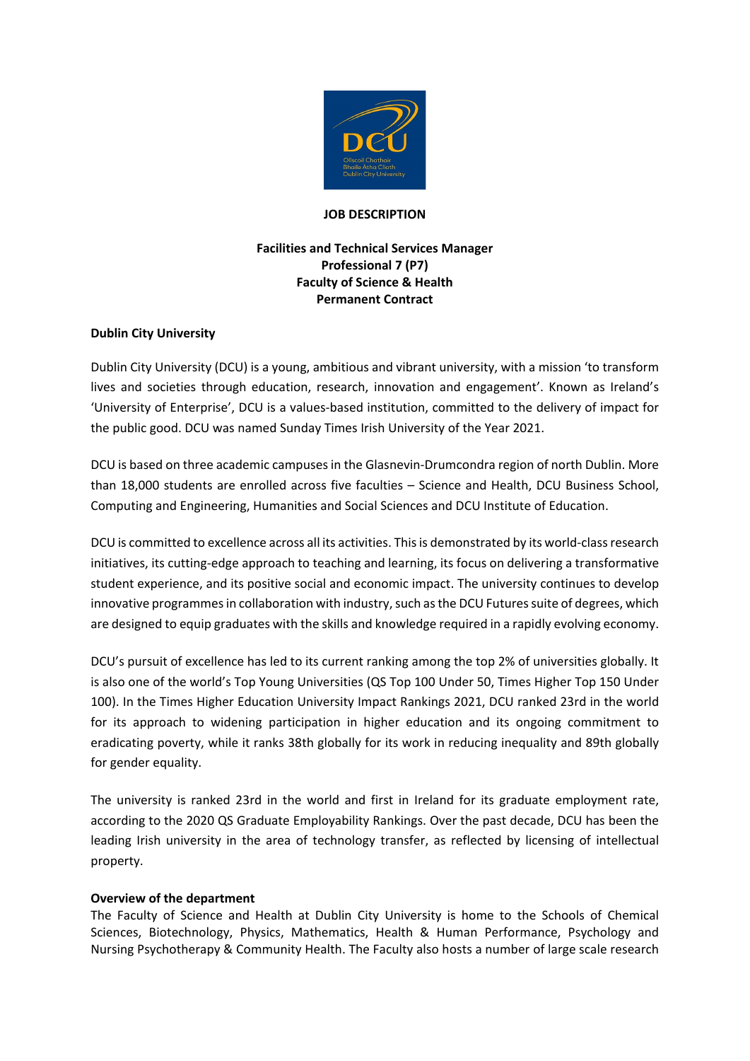**JOB DESCRIPTION**

**Facilities and Technical Services Manager**
**Professional 7 (P7)**
**Faculty of Science & Health**
**Permanent Contract**

**Dublin City University**

Dublin City University (DCU) is a young, ambitious and vibrant university, with a mission 'to transform lives and societies through education, research, innovation and engagement'. Known as Ireland's 'University of Enterprise', DCU is a values-based institution, committed to the delivery of impact for the public good. DCU was named Sunday Times Irish University of the Year 2021.

DCU is based on three academic campuses in the Glasnevin-Drumcondra region of north Dublin. More than 18,000 students are enrolled across five faculties – Science and Health, DCU Business School, Computing and Engineering, Humanities and Social Sciences and DCU Institute of Education.

DCU is committed to excellence across all its activities. This is demonstrated by its world-class research initiatives, its cutting-edge approach to teaching and learning, its focus on delivering a transformative student experience, and its positive social and economic impact. The university continues to develop innovative programmes in collaboration with industry, such as the DCU Futures suite of degrees, which are designed to equip graduates with the skills and knowledge required in a rapidly evolving economy.

DCU's pursuit of excellence has led to its current ranking among the top 2% of universities globally. It is also one of the world's Top Young Universities (QS Top 100 Under 50, Times Higher Top 150 Under 100). In the Times Higher Education University Impact Rankings 2021, DCU ranked 23rd in the world for its approach to widening participation in higher education and its ongoing commitment to eradicating poverty, while it ranks 38th globally for its work in reducing inequality and 89th globally for gender equality.

The university is ranked 23rd in the world and first in Ireland for its graduate employment rate, according to the 2020 QS Graduate Employability Rankings. Over the past decade, DCU has been the leading Irish university in the area of technology transfer, as reflected by licensing of intellectual property.

**Overview of the department**

The Faculty of Science and Health at Dublin City University is home to the Schools of Chemical Sciences, Biotechnology, Physics, Mathematics, Health & Human Performance, Psychology and Nursing Psychotherapy & Community Health. The Faculty also hosts a number of large scale research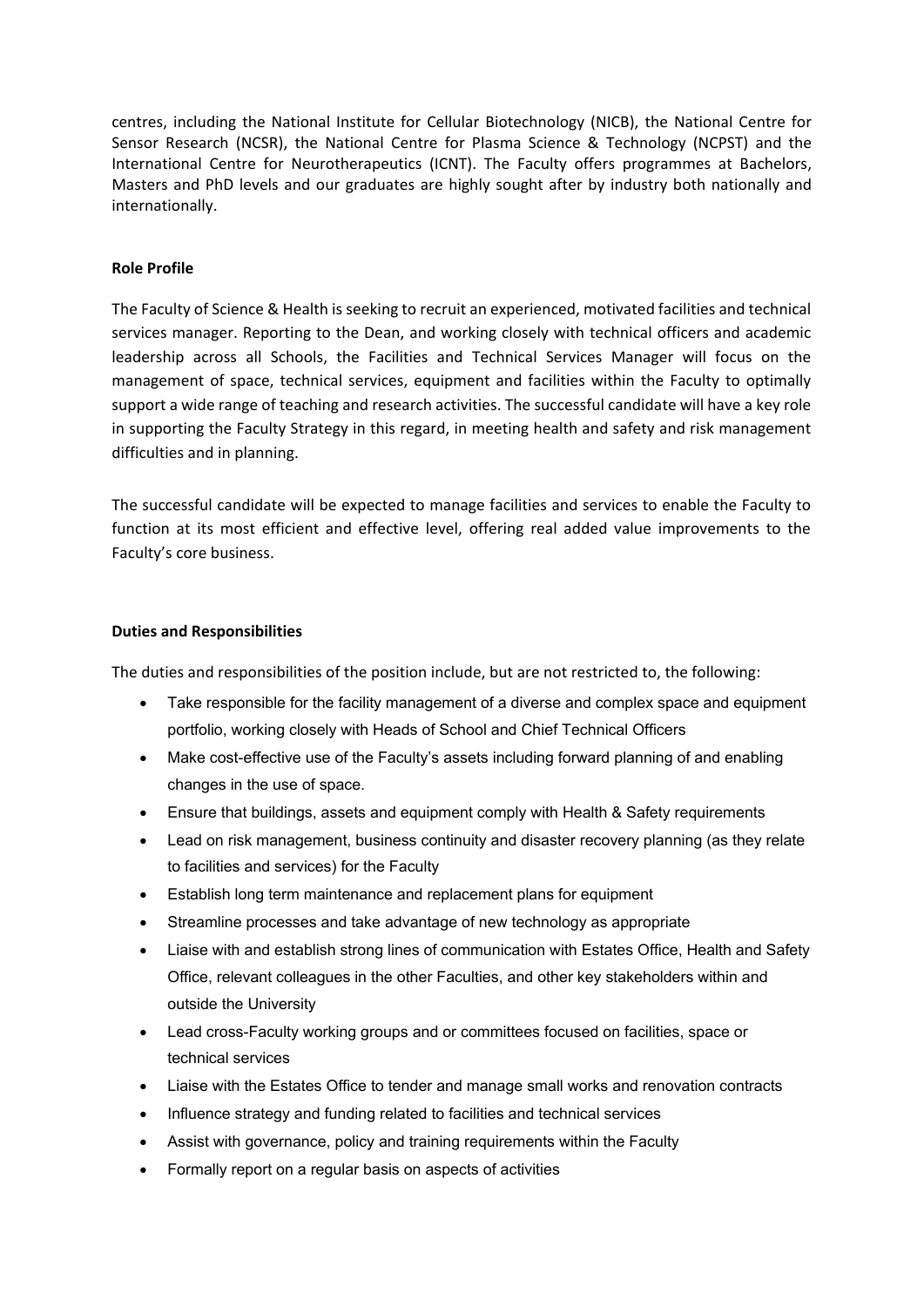centres, including the National Institute for Cellular Biotechnology (NICB), the National Centre for Sensor Research (NCSR), the National Centre for Plasma Science & Technology (NCPST) and the International Centre for Neurotherapeutics (ICNT). The Faculty offers programmes at Bachelors, Masters and PhD levels and our graduates are highly sought after by industry both nationally and internationally.

**Role Profile**

The Faculty of Science & Health is seeking to recruit an experienced, motivated facilities and technical services manager. Reporting to the Dean, and working closely with technical officers and academic leadership across all Schools, the Facilities and Technical Services Manager will focus on the management of space, technical services, equipment and facilities within the Faculty to optimally support a wide range of teaching and research activities. The successful candidate will have a key role in supporting the Faculty Strategy in this regard, in meeting health and safety and risk management difficulties and in planning.

The successful candidate will be expected to manage facilities and services to enable the Faculty to function at its most efficient and effective level, offering real added value improvements to the Faculty's core business.

**Duties and Responsibilities**

The duties and responsibilities of the position include, but are not restricted to, the following:

- Take responsible for the facility management of a diverse and complex space and equipment portfolio, working closely with Heads of School and Chief Technical Officers
- Make cost-effective use of the Faculty's assets including forward planning of and enabling changes in the use of space.
- Ensure that buildings, assets and equipment comply with Health & Safety requirements
- Lead on risk management, business continuity and disaster recovery planning (as they relate to facilities and services) for the Faculty
- Establish long term maintenance and replacement plans for equipment
- Streamline processes and take advantage of new technology as appropriate
- Liaise with and establish strong lines of communication with Estates Office, Health and Safety Office, relevant colleagues in the other Faculties, and other key stakeholders within and outside the University
- Lead cross-Faculty working groups and or committees focused on facilities, space or technical services
- Liaise with the Estates Office to tender and manage small works and renovation contracts
- Influence strategy and funding related to facilities and technical services
- Assist with governance, policy and training requirements within the Faculty
- Formally report on a regular basis on aspects of activities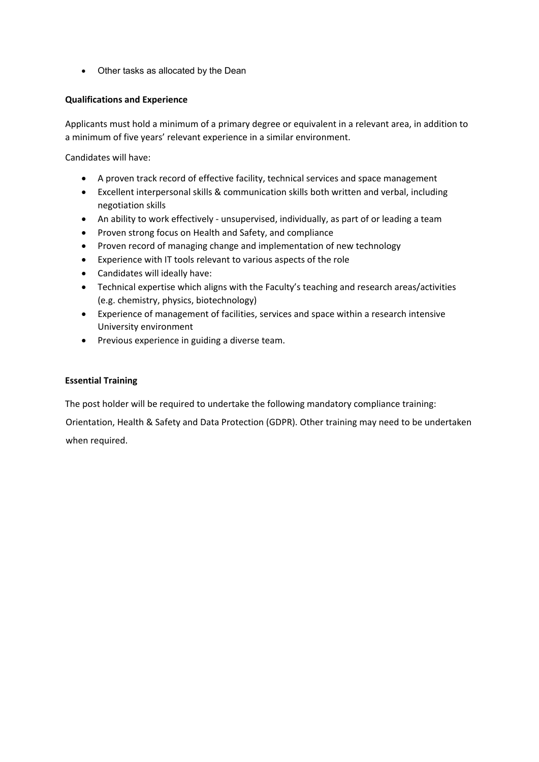- Other tasks as allocated by the Dean

**Qualifications and Experience**

Applicants must hold a minimum of a primary degree or equivalent in a relevant area, in addition to a minimum of five years' relevant experience in a similar environment.

Candidates will have:

- A proven track record of effective facility, technical services and space management
- Excellent interpersonal skills & communication skills both written and verbal, including negotiation skills
- An ability to work effectively - unsupervised, individually, as part of or leading a team
- Proven strong focus on Health and Safety, and compliance
- Proven record of managing change and implementation of new technology
- Experience with IT tools relevant to various aspects of the role
- Candidates will ideally have:
- Technical expertise which aligns with the Faculty's teaching and research areas/activities (e.g. chemistry, physics, biotechnology)
- Experience of management of facilities, services and space within a research intensive University environment
- Previous experience in guiding a diverse team.

**Essential Training**

The post holder will be required to undertake the following mandatory compliance training:

Orientation, Health & Safety and Data Protection (GDPR). Other training may need to be undertaken when required.